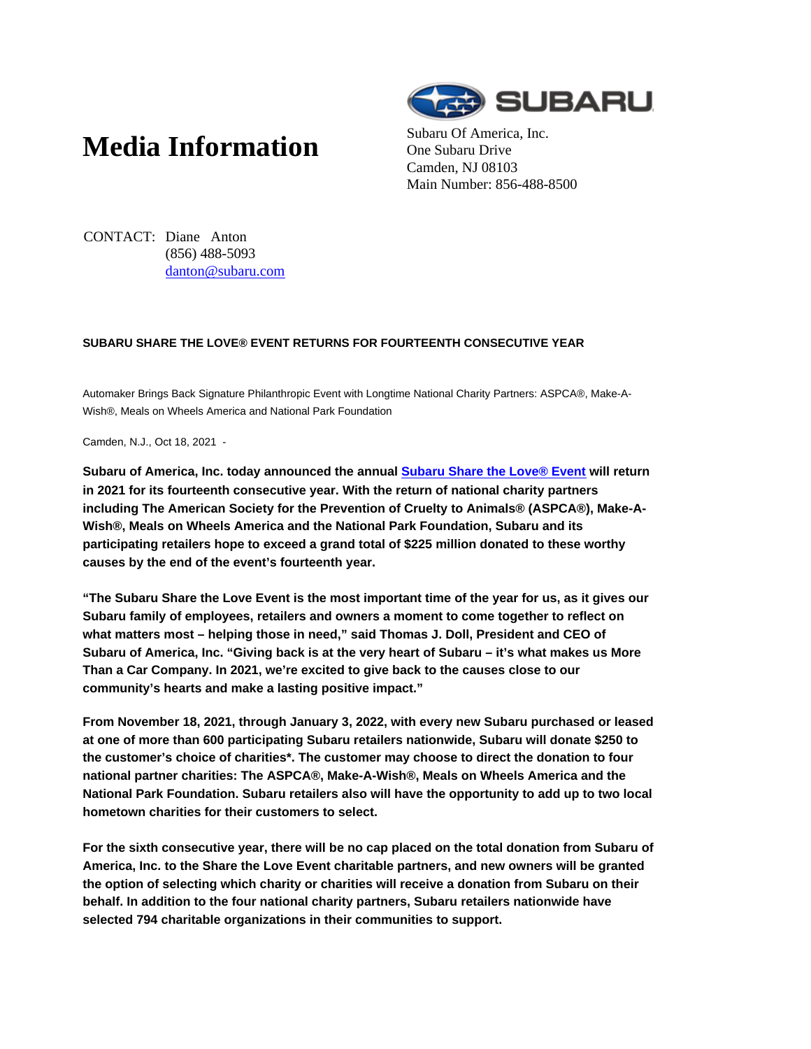# Media Information

Subaru Of America, Inc.
One Subaru Drive
Camden, NJ 08103
Main Number: 856-488-8500

CONTACT: Diane Anton
(856) 488-5093
danton@subaru.com

**SUBARU SHARE THE LOVE® EVENT RETURNS FOR FOURTEENTH CONSECUTIVE YEAR**

Automaker Brings Back Signature Philanthropic Event with Longtime National Charity Partners: ASPCA®, Make-A-Wish®, Meals on Wheels America and National Park Foundation

Camden, N.J., Oct 18, 2021 -

**Subaru of America, Inc. today announced the annual Subaru Share the Love® Event will return in 2021 for its fourteenth consecutive year. With the return of national charity partners including The American Society for the Prevention of Cruelty to Animals® (ASPCA®), Make-A-Wish®, Meals on Wheels America and the National Park Foundation, Subaru and its participating retailers hope to exceed a grand total of $225 million donated to these worthy causes by the end of the event's fourteenth year.**

**"The Subaru Share the Love Event is the most important time of the year for us, as it gives our Subaru family of employees, retailers and owners a moment to come together to reflect on what matters most – helping those in need," said Thomas J. Doll, President and CEO of Subaru of America, Inc. "Giving back is at the very heart of Subaru – it's what makes us More Than a Car Company. In 2021, we're excited to give back to the causes close to our community's hearts and make a lasting positive impact."**

**From November 18, 2021, through January 3, 2022, with every new Subaru purchased or leased at one of more than 600 participating Subaru retailers nationwide, Subaru will donate $250 to the customer's choice of charities*. The customer may choose to direct the donation to four national partner charities: The ASPCA®, Make-A-Wish®, Meals on Wheels America and the National Park Foundation. Subaru retailers also will have the opportunity to add up to two local hometown charities for their customers to select.**

**For the sixth consecutive year, there will be no cap placed on the total donation from Subaru of America, Inc. to the Share the Love Event charitable partners, and new owners will be granted the option of selecting which charity or charities will receive a donation from Subaru on their behalf. In addition to the four national charity partners, Subaru retailers nationwide have selected 794 charitable organizations in their communities to support.**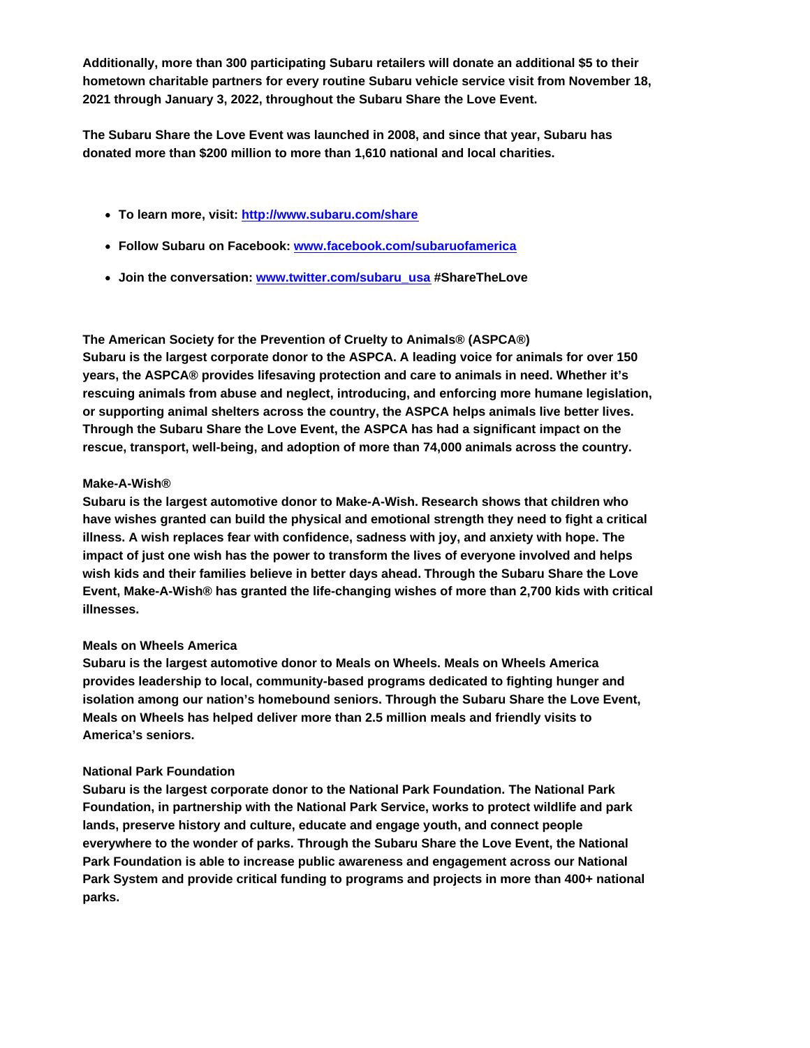**Additionally, more than 300 participating Subaru retailers will donate an additional $5 to their hometown charitable partners for every routine Subaru vehicle service visit from November 18, 2021 through January 3, 2022, throughout the Subaru Share the Love Event.**

**The Subaru Share the Love Event was launched in 2008, and since that year, Subaru has donated more than $200 million to more than 1,610 national and local charities.**

- **To learn more, visit: [http://www.subaru.com/share](http://www.subaru.com/share)**
- **Follow Subaru on Facebook: [www.facebook.com/subaruofamerica](http://www.facebook.com/subaruofamerica)**
- **Join the conversation: [www.twitter.com/subaru_usa](http://www.twitter.com/subaru_usa) #ShareTheLove**

**The American Society for the Prevention of Cruelty to Animals® (ASPCA®)**
**Subaru is the largest corporate donor to the ASPCA. A leading voice for animals for over 150 years, the ASPCA® provides lifesaving protection and care to animals in need. Whether it's rescuing animals from abuse and neglect, introducing, and enforcing more humane legislation, or supporting animal shelters across the country, the ASPCA helps animals live better lives. Through the Subaru Share the Love Event, the ASPCA has had a significant impact on the rescue, transport, well-being, and adoption of more than 74,000 animals across the country.**

**Make-A-Wish®**
**Subaru is the largest automotive donor to Make-A-Wish. Research shows that children who have wishes granted can build the physical and emotional strength they need to fight a critical illness. A wish replaces fear with confidence, sadness with joy, and anxiety with hope. The impact of just one wish has the power to transform the lives of everyone involved and helps wish kids and their families believe in better days ahead. Through the Subaru Share the Love Event, Make-A-Wish® has granted the life-changing wishes of more than 2,700 kids with critical illnesses.**

**Meals on Wheels America**
**Subaru is the largest automotive donor to Meals on Wheels. Meals on Wheels America provides leadership to local, community-based programs dedicated to fighting hunger and isolation among our nation's homebound seniors. Through the Subaru Share the Love Event, Meals on Wheels has helped deliver more than 2.5 million meals and friendly visits to America's seniors.**

**National Park Foundation**
**Subaru is the largest corporate donor to the National Park Foundation. The National Park Foundation, in partnership with the National Park Service, works to protect wildlife and park lands, preserve history and culture, educate and engage youth, and connect people everywhere to the wonder of parks. Through the Subaru Share the Love Event, the National Park Foundation is able to increase public awareness and engagement across our National Park System and provide critical funding to programs and projects in more than 400+ national parks.**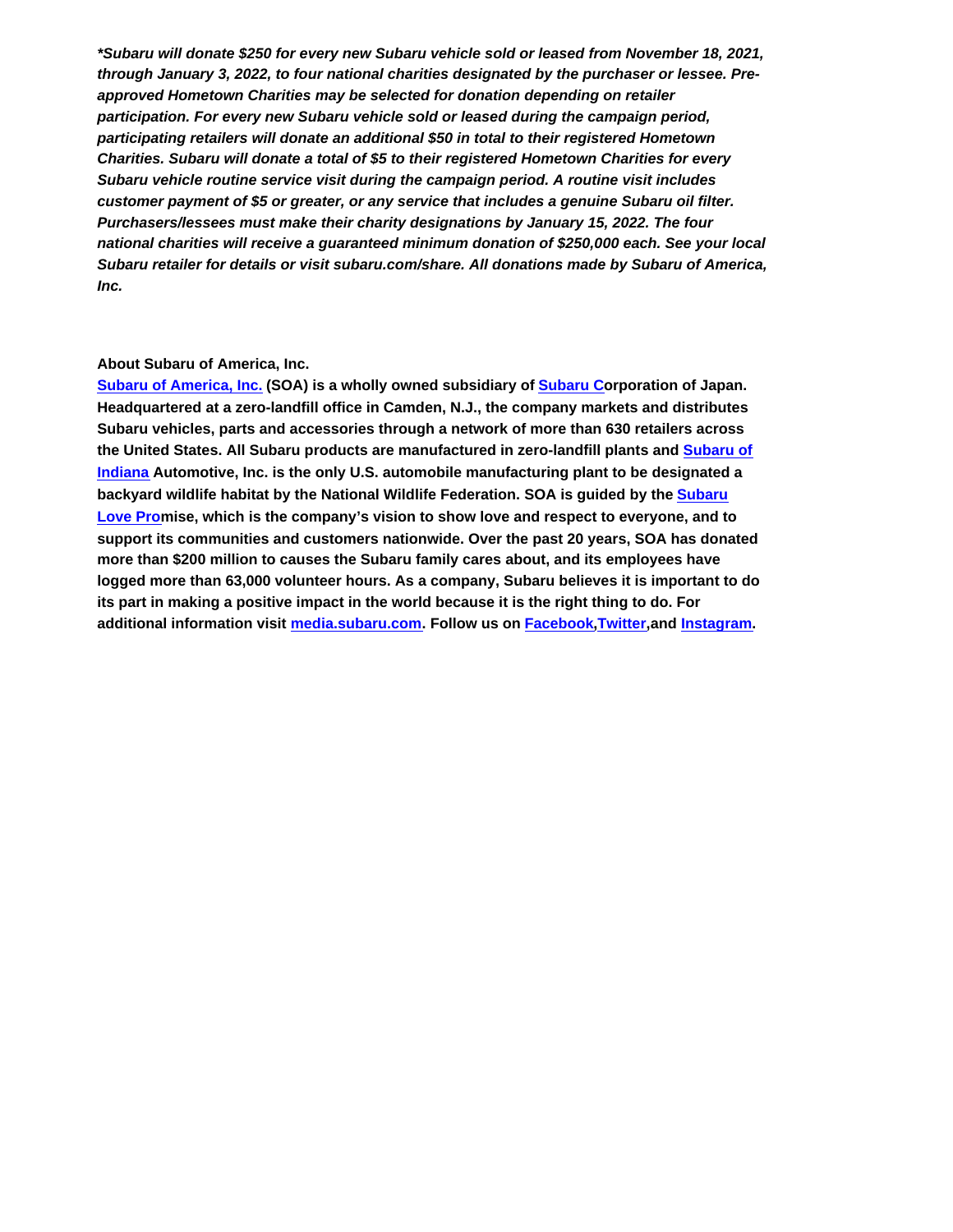***Subaru will donate $250 for every new Subaru vehicle sold or leased from November 18, 2021, through January 3, 2022, to four national charities designated by the purchaser or lessee. Pre-approved Hometown Charities may be selected for donation depending on retailer participation. For every new Subaru vehicle sold or leased during the campaign period, participating retailers will donate an additional $50 in total to their registered Hometown Charities. Subaru will donate a total of $5 to their registered Hometown Charities for every Subaru vehicle routine service visit during the campaign period. A routine visit includes customer payment of $5 or greater, or any service that includes a genuine Subaru oil filter. Purchasers/lessees must make their charity designations by January 15, 2022. The four national charities will receive a guaranteed minimum donation of $250,000 each. See your local Subaru retailer for details or visit subaru.com/share. All donations made by Subaru of America, Inc.***

**About Subaru of America, Inc.**

**Subaru of America, Inc. (SOA) is a wholly owned subsidiary of Subaru Corporation of Japan. Headquartered at a zero-landfill office in Camden, N.J., the company markets and distributes Subaru vehicles, parts and accessories through a network of more than 630 retailers across the United States. All Subaru products are manufactured in zero-landfill plants and Subaru of Indiana Automotive, Inc. is the only U.S. automobile manufacturing plant to be designated a backyard wildlife habitat by the National Wildlife Federation. SOA is guided by the Subaru Love Promise, which is the company's vision to show love and respect to everyone, and to support its communities and customers nationwide. Over the past 20 years, SOA has donated more than $200 million to causes the Subaru family cares about, and its employees have logged more than 63,000 volunteer hours. As a company, Subaru believes it is important to do its part in making a positive impact in the world because it is the right thing to do. For additional information visit media.subaru.com. Follow us on Facebook,Twitter,and Instagram.**